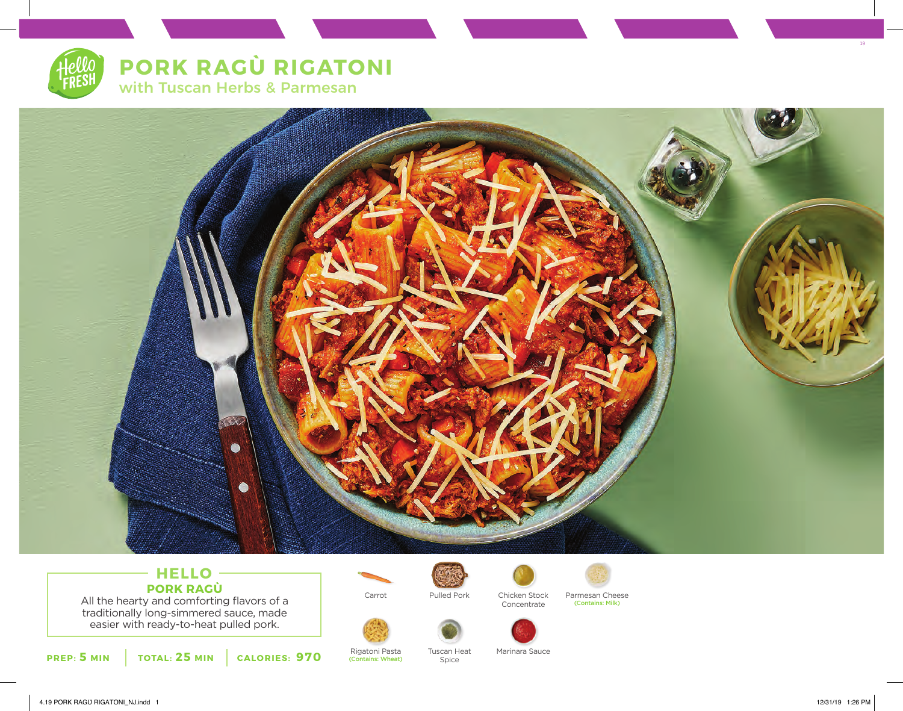# PORK RAGÙ RIGATONI

## with Tuscan Herbs & Parmesan

## HELLO

### PORK RAGÙ

All the hearty and comforting flavors of a traditionally long-simmered sauce, made easier with ready-to-heat pulled pork.

**PREP: 5 MIN** | **TOTAL: 25 MIN** | **CALORIES: 970**

- Carrot
- Pulled Pork
- Chicken Stock Concentrate
- Parmesan Cheese (Contains: Milk)
- Rigatoni Pasta (Contains: Wheat)
- Tuscan Heat Spice
- Marinara Sauce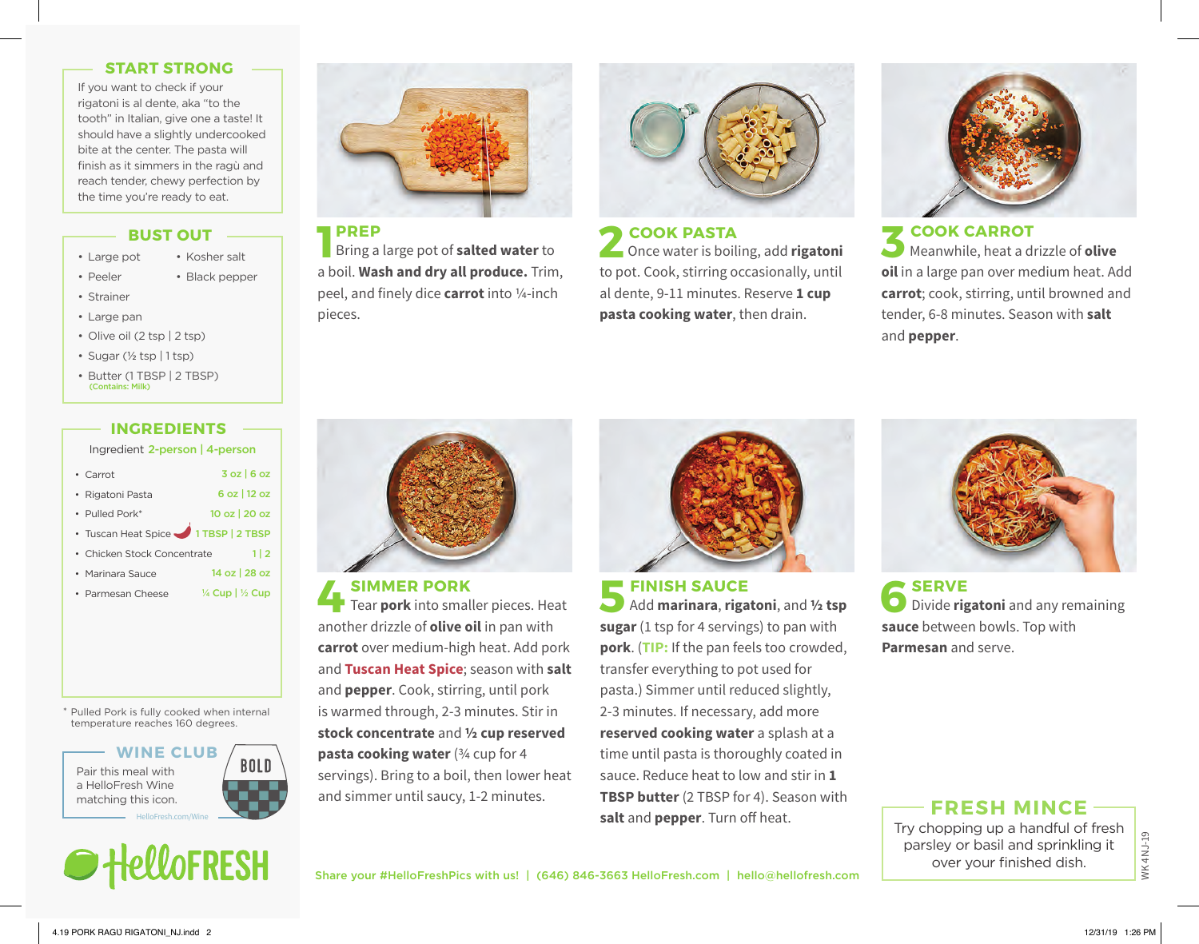## START STRONG

If you want to check if your rigatoni is al dente, aka "to the tooth" in Italian, give one a taste! It should have a slightly undercooked bite at the center. The pasta will finish as it simmers in the ragù and reach tender, chewy perfection by the time you're ready to eat.

## BUST OUT

- Large pot
- Peeler
- Strainer
- Large pan
- Olive oil (2 tsp | 2 tsp)
- Sugar (½ tsp | 1 tsp)
- Butter (1 TBSP | 2 TBSP) (Contains: Milk)
- Kosher salt
- Black pepper

## INGREDIENTS

| Ingredient | 2-person \| 4-person |
| --- | --- |
| Carrot | 3 oz \| 6 oz |
| Rigatoni Pasta | 6 oz \| 12 oz |
| Pulled Pork* | 10 oz \| 20 oz |
| Tuscan Heat Spice | 1 TBSP \| 2 TBSP |
| Chicken Stock Concentrate | 1 \| 2 |
| Marinara Sauce | 14 oz \| 28 oz |
| Parmesan Cheese | ¼ Cup \| ½ Cup |

* Pulled Pork is fully cooked when internal temperature reaches 160 degrees.

## WINE CLUB

Pair this meal with a HelloFresh Wine matching this icon.

BOLD

HelloFresh.com/Wine

HelloFRESH

## 1 PREP

Bring a large pot of **salted water** to a boil. **Wash and dry all produce.** Trim, peel, and finely dice **carrot** into ¼-inch pieces.

## 2 COOK PASTA

Once water is boiling, add **rigatoni** to pot. Cook, stirring occasionally, until al dente, 9-11 minutes. Reserve **1 cup pasta cooking water**, then drain.

## 3 COOK CARROT

Meanwhile, heat a drizzle of **olive oil** in a large pan over medium heat. Add **carrot**; cook, stirring, until browned and tender, 6-8 minutes. Season with **salt** and **pepper**.

## 4 SIMMER PORK

Tear **pork** into smaller pieces. Heat another drizzle of **olive oil** in pan with **carrot** over medium-high heat. Add pork and **Tuscan Heat Spice**; season with **salt** and **pepper**. Cook, stirring, until pork is warmed through, 2-3 minutes. Stir in **stock concentrate** and **½ cup reserved pasta cooking water** (¾ cup for 4 servings). Bring to a boil, then lower heat and simmer until saucy, 1-2 minutes.

## 5 FINISH SAUCE

Add **marinara**, **rigatoni**, and **½ tsp sugar** (1 tsp for 4 servings) to pan with **pork**. (**TIP:** If the pan feels too crowded, transfer everything to pot used for pasta.) Simmer until reduced slightly, 2-3 minutes. If necessary, add more **reserved cooking water** a splash at a time until pasta is thoroughly coated in sauce. Reduce heat to low and stir in **1 TBSP butter** (2 TBSP for 4). Season with **salt** and **pepper**. Turn off heat.

## 6 SERVE

Divide **rigatoni** and any remaining **sauce** between bowls. Top with **Parmesan** and serve.

## FRESH MINCE

Try chopping up a handful of fresh parsley or basil and sprinkling it over your finished dish.

Share your #HelloFreshPics with us! | (646) 846-3663 HelloFresh.com | hello@hellofresh.com

WK 4 NJ-19